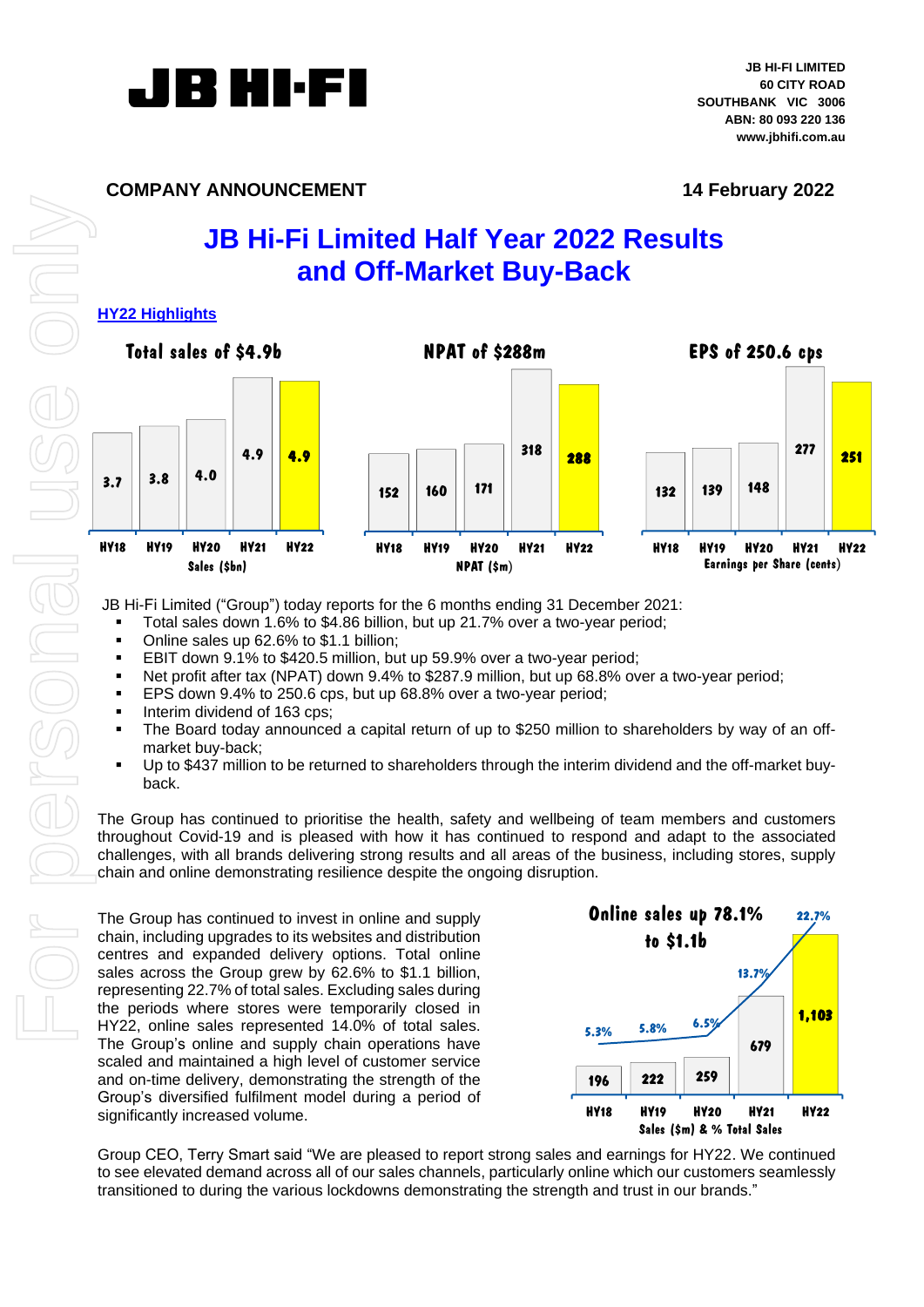**JB HI-FI LIMITED**
**60 CITY ROAD**
**SOUTHBANK VIC 3006**
**ABN: 80 093 220 136**
**www.jbhifi.com.au**

**COMPANY ANNOUNCEMENT** **14 February 2022**

# JB Hi-Fi Limited Half Year 2022 Results and Off-Market Buy-Back

## HY22 Highlights

**Total sales of $4.9b**

| | HY18 | HY19 | HY20 | HY21 | HY22 |
|---|---|---|---|---|---|
| Sales ($bn) | 3.7 | 3.8 | 4.0 | 4.9 | 4.9 |

**NPAT of $288m**

| | HY18 | HY19 | HY20 | HY21 | HY22 |
|---|---|---|---|---|---|
| NPAT ($m) | 152 | 160 | 171 | 318 | 288 |

**EPS of 250.6 cps**

| | HY18 | HY19 | HY20 | HY21 | HY22 |
|---|---|---|---|---|---|
| Earnings per Share (cents) | 132 | 139 | 148 | 277 | 251 |

JB Hi-Fi Limited ("Group") today reports for the 6 months ending 31 December 2021:

- Total sales down 1.6% to $4.86 billion, but up 21.7% over a two-year period;
- Online sales up 62.6% to $1.1 billion;
- EBIT down 9.1% to $420.5 million, but up 59.9% over a two-year period;
- Net profit after tax (NPAT) down 9.4% to $287.9 million, but up 68.8% over a two-year period;
- EPS down 9.4% to 250.6 cps, but up 68.8% over a two-year period;
- Interim dividend of 163 cps;
- The Board today announced a capital return of up to $250 million to shareholders by way of an off-market buy-back;
- Up to $437 million to be returned to shareholders through the interim dividend and the off-market buy-back.

The Group has continued to prioritise the health, safety and wellbeing of team members and customers throughout Covid-19 and is pleased with how it has continued to respond and adapt to the associated challenges, with all brands delivering strong results and all areas of the business, including stores, supply chain and online demonstrating resilience despite the ongoing disruption.

The Group has continued to invest in online and supply chain, including upgrades to its websites and distribution centres and expanded delivery options. Total online sales across the Group grew by 62.6% to $1.1 billion, representing 22.7% of total sales. Excluding sales during the periods where stores were temporarily closed in HY22, online sales represented 14.0% of total sales. The Group's online and supply chain operations have scaled and maintained a high level of customer service and on-time delivery, demonstrating the strength of the Group's diversified fulfilment model during a period of significantly increased volume.

**Online sales up 78.1% to $1.1b**

| | HY18 | HY19 | HY20 | HY21 | HY22 |
|---|---|---|---|---|---|
| Sales ($m) | 196 | 222 | 259 | 679 | 1,103 |
| % Total Sales | 5.3% | 5.8% | 6.5% | 13.7% | 22.7% |

Group CEO, Terry Smart said "We are pleased to report strong sales and earnings for HY22. We continued to see elevated demand across all of our sales channels, particularly online which our customers seamlessly transitioned to during the various lockdowns demonstrating the strength and trust in our brands."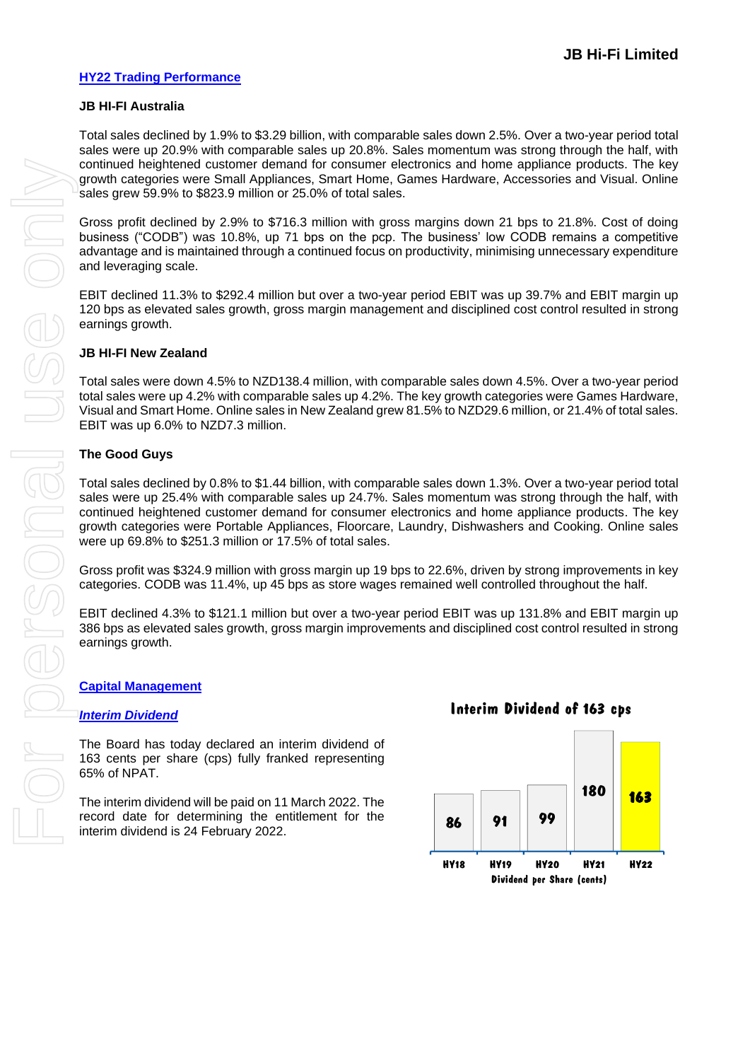## HY22 Trading Performance

### JB HI-FI Australia

Total sales declined by 1.9% to $3.29 billion, with comparable sales down 2.5%. Over a two-year period total sales were up 20.9% with comparable sales up 20.8%. Sales momentum was strong through the half, with continued heightened customer demand for consumer electronics and home appliance products. The key growth categories were Small Appliances, Smart Home, Games Hardware, Accessories and Visual. Online sales grew 59.9% to $823.9 million or 25.0% of total sales.

Gross profit declined by 2.9% to $716.3 million with gross margins down 21 bps to 21.8%. Cost of doing business ("CODB") was 10.8%, up 71 bps on the pcp. The business' low CODB remains a competitive advantage and is maintained through a continued focus on productivity, minimising unnecessary expenditure and leveraging scale.

EBIT declined 11.3% to $292.4 million but over a two-year period EBIT was up 39.7% and EBIT margin up 120 bps as elevated sales growth, gross margin management and disciplined cost control resulted in strong earnings growth.

### JB HI-FI New Zealand

Total sales were down 4.5% to NZD138.4 million, with comparable sales down 4.5%. Over a two-year period total sales were up 4.2% with comparable sales up 4.2%. The key growth categories were Games Hardware, Visual and Smart Home. Online sales in New Zealand grew 81.5% to NZD29.6 million, or 21.4% of total sales. EBIT was up 6.0% to NZD7.3 million.

### The Good Guys

Total sales declined by 0.8% to $1.44 billion, with comparable sales down 1.3%. Over a two-year period total sales were up 25.4% with comparable sales up 24.7%. Sales momentum was strong through the half, with continued heightened customer demand for consumer electronics and home appliance products. The key growth categories were Portable Appliances, Floorcare, Laundry, Dishwashers and Cooking. Online sales were up 69.8% to $251.3 million or 17.5% of total sales.

Gross profit was $324.9 million with gross margin up 19 bps to 22.6%, driven by strong improvements in key categories. CODB was 11.4%, up 45 bps as store wages remained well controlled throughout the half.

EBIT declined 4.3% to $121.1 million but over a two-year period EBIT was up 131.8% and EBIT margin up 386 bps as elevated sales growth, gross margin improvements and disciplined cost control resulted in strong earnings growth.

## Capital Management

### *Interim Dividend*

The Board has today declared an interim dividend of 163 cents per share (cps) fully franked representing 65% of NPAT.

The interim dividend will be paid on 11 March 2022. The record date for determining the entitlement for the interim dividend is 24 February 2022.

**Interim Dividend of 163 cps**

| | HY18 | HY19 | HY20 | HY21 | HY22 |
|---|---|---|---|---|---|
| Dividend per Share (cents) | 86 | 91 | 99 | 180 | 163 |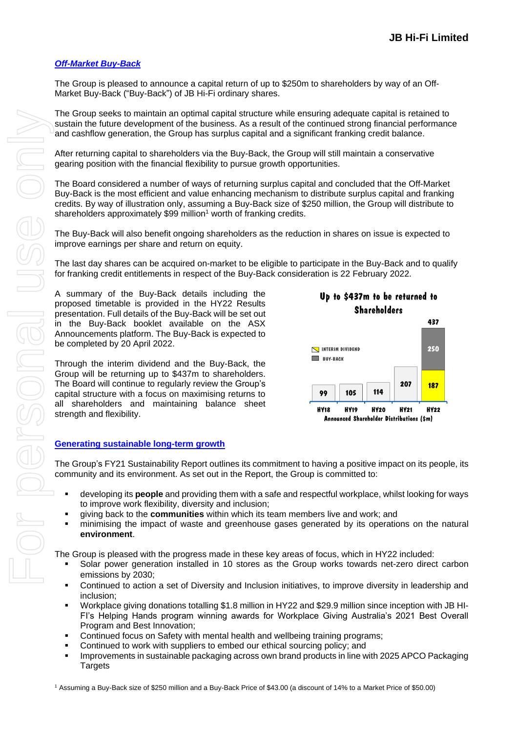## *Off-Market Buy-Back*

The Group is pleased to announce a capital return of up to $250m to shareholders by way of an Off-Market Buy-Back ("Buy-Back") of JB Hi-Fi ordinary shares.

The Group seeks to maintain an optimal capital structure while ensuring adequate capital is retained to sustain the future development of the business. As a result of the continued strong financial performance and cashflow generation, the Group has surplus capital and a significant franking credit balance.

After returning capital to shareholders via the Buy-Back, the Group will still maintain a conservative gearing position with the financial flexibility to pursue growth opportunities.

The Board considered a number of ways of returning surplus capital and concluded that the Off-Market Buy-Back is the most efficient and value enhancing mechanism to distribute surplus capital and franking credits. By way of illustration only, assuming a Buy-Back size of $250 million, the Group will distribute to shareholders approximately $99 million[1] worth of franking credits.

The Buy-Back will also benefit ongoing shareholders as the reduction in shares on issue is expected to improve earnings per share and return on equity.

The last day shares can be acquired on-market to be eligible to participate in the Buy-Back and to qualify for franking credit entitlements in respect of the Buy-Back consideration is 22 February 2022.

A summary of the Buy-Back details including the proposed timetable is provided in the HY22 Results presentation. Full details of the Buy-Back will be set out in the Buy-Back booklet available on the ASX Announcements platform. The Buy-Back is expected to be completed by 20 April 2022.

Through the interim dividend and the Buy-Back, the Group will be returning up to $437m to shareholders. The Board will continue to regularly review the Group's capital structure with a focus on maximising returns to all shareholders and maintaining balance sheet strength and flexibility.

**Up to $437m to be returned to Shareholders**

| | HY18 | HY19 | HY20 | HY21 | HY22 |
|---|---|---|---|---|---|
| Interim Dividend | 99 | 105 | 114 | 207 | 187 |
| Buy-Back | | | | | 250 |
| Total | 99 | 105 | 114 | 207 | 437 |

Announced Shareholder Distributions ($m)

## Generating sustainable long-term growth

The Group's FY21 Sustainability Report outlines its commitment to having a positive impact on its people, its community and its environment. As set out in the Report, the Group is committed to:

- developing its **people** and providing them with a safe and respectful workplace, whilst looking for ways to improve work flexibility, diversity and inclusion;
- giving back to the **communities** within which its team members live and work; and
- minimising the impact of waste and greenhouse gases generated by its operations on the natural **environment**.

The Group is pleased with the progress made in these key areas of focus, which in HY22 included:

- Solar power generation installed in 10 stores as the Group works towards net-zero direct carbon emissions by 2030;
- Continued to action a set of Diversity and Inclusion initiatives, to improve diversity in leadership and inclusion;
- Workplace giving donations totalling $1.8 million in HY22 and $29.9 million since inception with JB HI-FI's Helping Hands program winning awards for Workplace Giving Australia's 2021 Best Overall Program and Best Innovation;
- Continued focus on Safety with mental health and wellbeing training programs;
- Continued to work with suppliers to embed our ethical sourcing policy; and
- Improvements in sustainable packaging across own brand products in line with 2025 APCO Packaging Targets

[1] Assuming a Buy-Back size of $250 million and a Buy-Back Price of $43.00 (a discount of 14% to a Market Price of $50.00)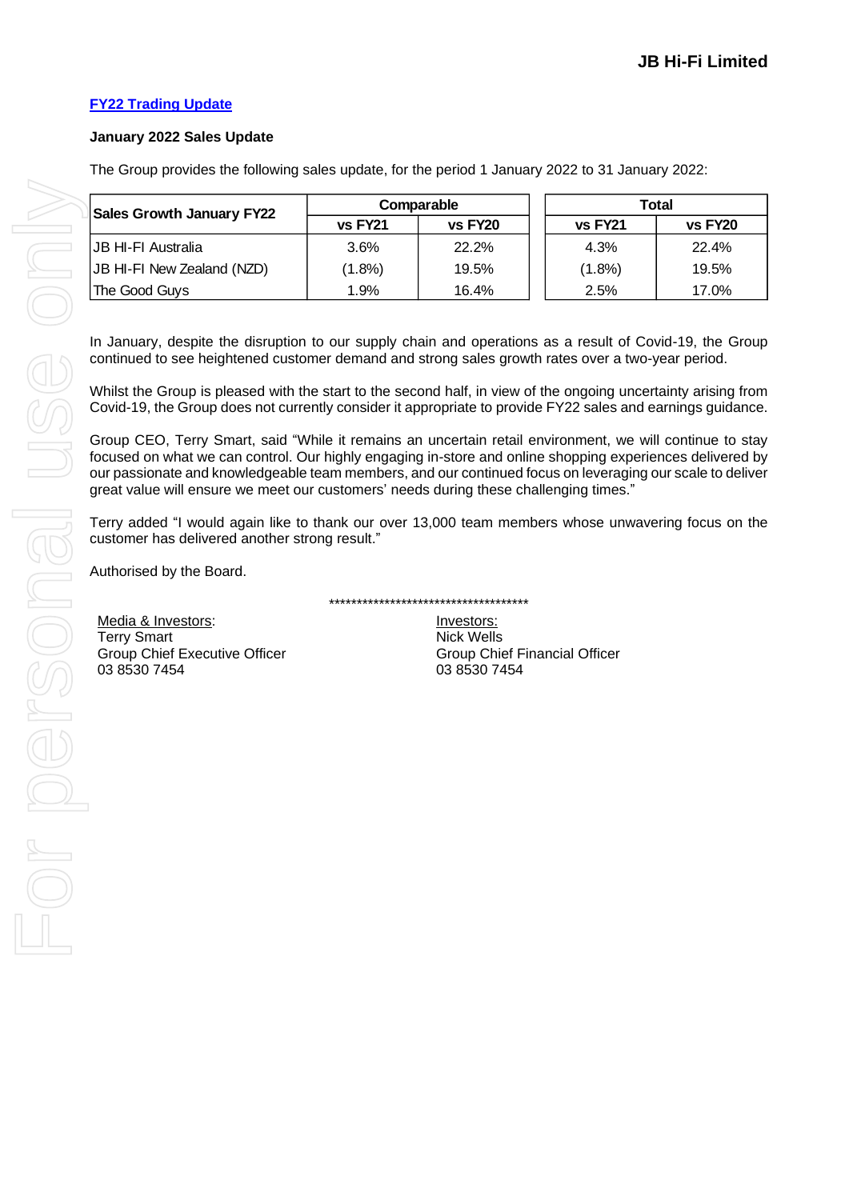**[FY22 Trading Update]**

**January 2022 Sales Update**

The Group provides the following sales update, for the period 1 January 2022 to 31 January 2022:

| Sales Growth January FY22 | Comparable | | Total | |
|---|---|---|---|---|
| | **vs FY21** | **vs FY20** | **vs FY21** | **vs FY20** |
| JB HI-FI Australia | 3.6% | 22.2% | 4.3% | 22.4% |
| JB HI-FI New Zealand (NZD) | (1.8%) | 19.5% | (1.8%) | 19.5% |
| The Good Guys | 1.9% | 16.4% | 2.5% | 17.0% |

In January, despite the disruption to our supply chain and operations as a result of Covid-19, the Group continued to see heightened customer demand and strong sales growth rates over a two-year period.

Whilst the Group is pleased with the start to the second half, in view of the ongoing uncertainty arising from Covid-19, the Group does not currently consider it appropriate to provide FY22 sales and earnings guidance.

Group CEO, Terry Smart, said "While it remains an uncertain retail environment, we will continue to stay focused on what we can control. Our highly engaging in-store and online shopping experiences delivered by our passionate and knowledgeable team members, and our continued focus on leveraging our scale to deliver great value will ensure we meet our customers' needs during these challenging times."

Terry added "I would again like to thank our over 13,000 team members whose unwavering focus on the customer has delivered another strong result."

Authorised by the Board.

**************************************

Media & Investors:
Terry Smart
Group Chief Executive Officer
03 8530 7454

Investors:
Nick Wells
Group Chief Financial Officer
03 8530 7454